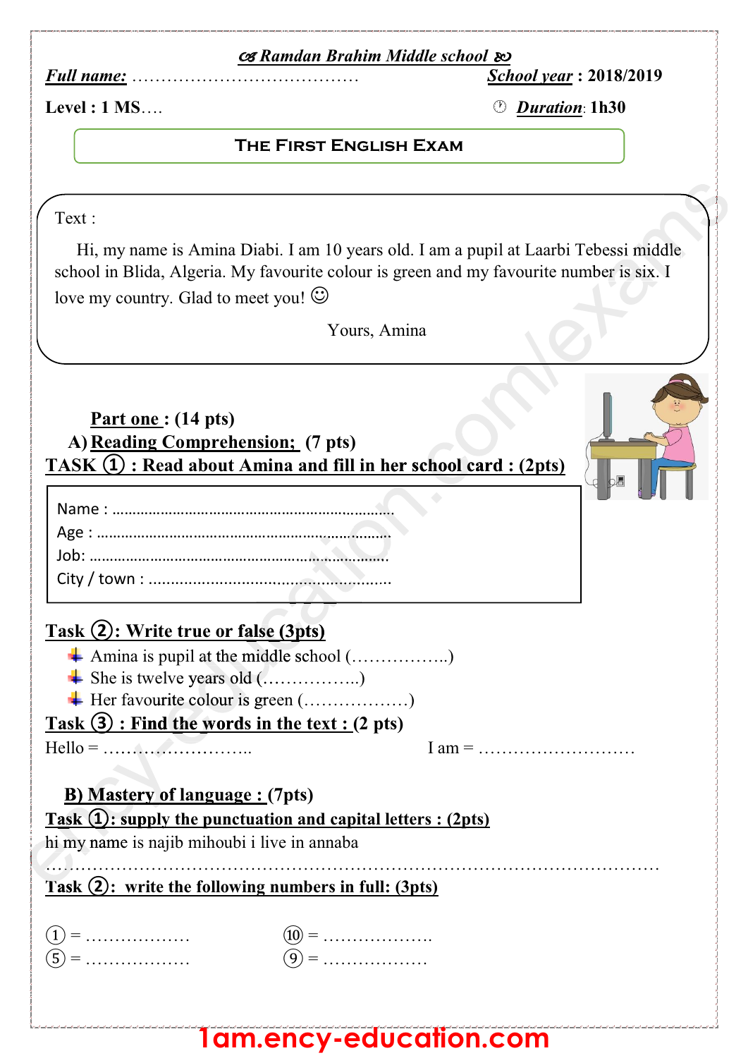*Ramdan Brahim Middle school*

**Full name:** …………………………………… **School year : 2018/2019**

**Level : 1 MS….** **Duration: 1h30**

# THE FIRST ENGLISH EXAM

Text :

Hi, my name is Amina Diabi. I am 10 years old. I am a pupil at Laarbi Tebessi middle school in Blida, Algeria. My favourite colour is green and my favourite number is six. I love my country. Glad to meet you! ☺

Yours, Amina

## Part one : (14 pts)

### A) Reading Comprehension; (7 pts)

**TASK ① : Read about Amina and fill in her school card : (2pts)**

Name : ……………………………………………………………
Age : ……………………………………………………………
Job: ……………………………………………………………
City / town : ……………………………………………………

**Task ②: Write true or false (3pts)**

- Amina is pupil at the middle school (……………..)
- She is twelve years old (……………..)
- Her favourite colour is green (………………)

**Task ③ : Find the words in the text : (2 pts)**

Hello = ……………………..   I am = ………………………

### B) Mastery of language : (7pts)

**Task ①: supply the punctuation and capital letters : (2pts)**

hi my name is najib mihoubi i live in annaba

……………………………………………………………………………………………

**Task ②: write the following numbers in full: (3pts)**

① = ………………   ⑩ = ………………..
⑤ = ………………   ⑨ = ………………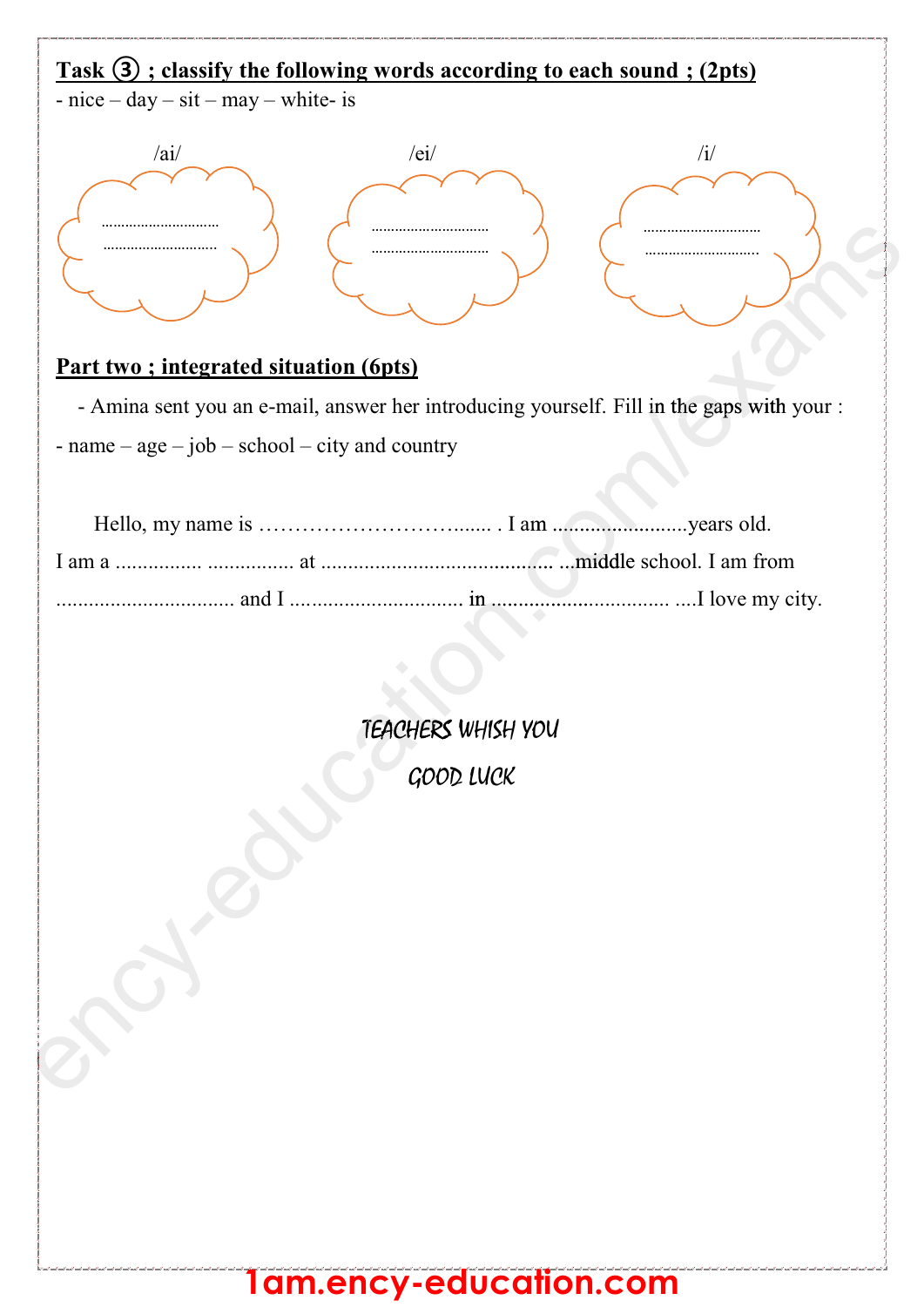**Task ③ ; classify the following words according to each sound ; (2pts)**

- nice – day – sit – may – white- is

| /ai/ | /ei/ | /i/ |
|---|---|---|
| .............................. | .............................. | .............................. |
| .............................. | .............................. | .............................. |

**Part two ; integrated situation (6pts)**

- Amina sent you an e-mail, answer her introducing yourself. Fill in the gaps with your :

- name – age – job – school – city and country

Hello, my name is ………………………...... . I am .........................years old. I am a ................ ................ at .......................................... ...middle school. I am from ................................ and I ............................... in ................................ ....I love my city.

TEACHERS WHISH YOU

GOOD LUCK

1am.ency-education.com